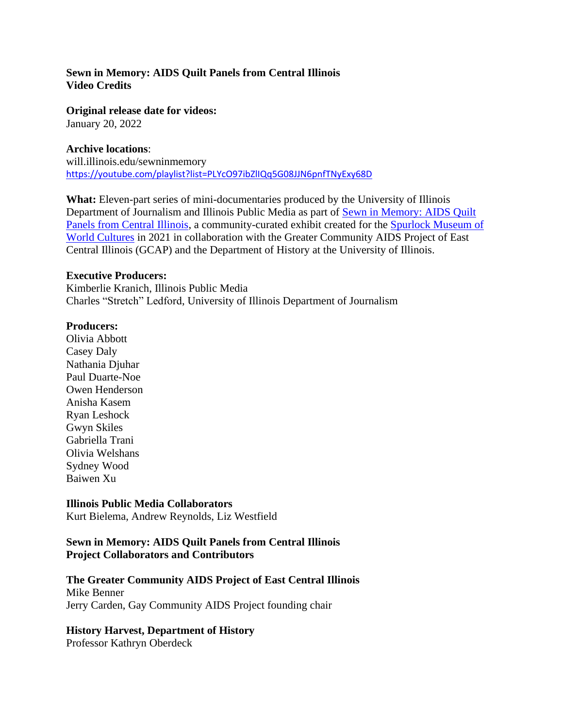**Sewn in Memory: AIDS Quilt Panels from Central Illinois**
**Video Credits**

**Original release date for videos:**
January 20, 2022

**Archive locations**:
will.illinois.edu/sewninmemory
https://youtube.com/playlist?list=PLYcO97ibZlIQq5G08JJN6pnfTNyExy68D

**What:** Eleven-part series of mini-documentaries produced by the University of Illinois Department of Journalism and Illinois Public Media as part of Sewn in Memory: AIDS Quilt Panels from Central Illinois, a community-curated exhibit created for the Spurlock Museum of World Cultures in 2021 in collaboration with the Greater Community AIDS Project of East Central Illinois (GCAP) and the Department of History at the University of Illinois.

**Executive Producers:**
Kimberlie Kranich, Illinois Public Media
Charles "Stretch" Ledford, University of Illinois Department of Journalism

**Producers:**
Olivia Abbott
Casey Daly
Nathania Djuhar
Paul Duarte-Noe
Owen Henderson
Anisha Kasem
Ryan Leshock
Gwyn Skiles
Gabriella Trani
Olivia Welshans
Sydney Wood
Baiwen Xu

**Illinois Public Media Collaborators**
Kurt Bielema, Andrew Reynolds, Liz Westfield

**Sewn in Memory: AIDS Quilt Panels from Central Illinois**
**Project Collaborators and Contributors**

**The Greater Community AIDS Project of East Central Illinois**
Mike Benner
Jerry Carden, Gay Community AIDS Project founding chair

**History Harvest, Department of History**
Professor Kathryn Oberdeck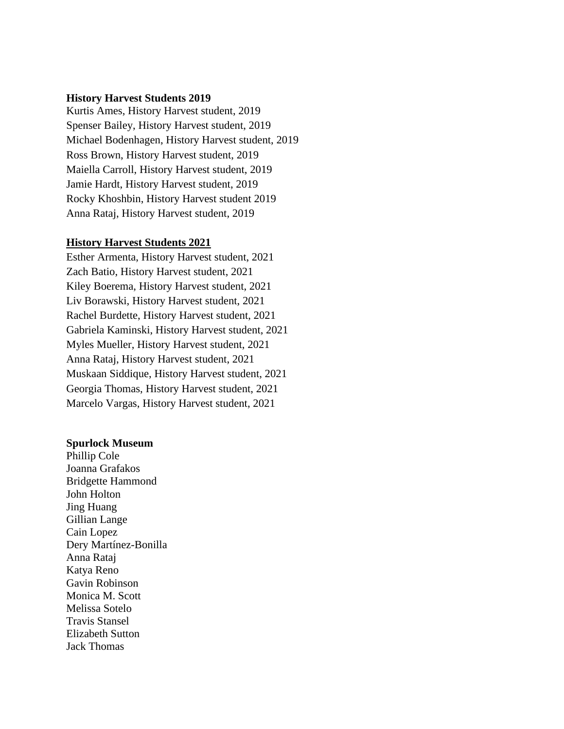**History Harvest Students 2019**

Kurtis Ames, History Harvest student, 2019
Spenser Bailey, History Harvest student, 2019
Michael Bodenhagen, History Harvest student, 2019
Ross Brown, History Harvest student, 2019
Maiella Carroll, History Harvest student, 2019
Jamie Hardt, History Harvest student, 2019
Rocky Khoshbin, History Harvest student 2019
Anna Rataj, History Harvest student, 2019

**History Harvest Students 2021**

Esther Armenta, History Harvest student, 2021
Zach Batio, History Harvest student, 2021
Kiley Boerema, History Harvest student, 2021
Liv Borawski, History Harvest student, 2021
Rachel Burdette, History Harvest student, 2021
Gabriela Kaminski, History Harvest student, 2021
Myles Mueller, History Harvest student, 2021
Anna Rataj, History Harvest student, 2021
Muskaan Siddique, History Harvest student, 2021
Georgia Thomas, History Harvest student, 2021
Marcelo Vargas, History Harvest student, 2021

**Spurlock Museum**

Phillip Cole
Joanna Grafakos
Bridgette Hammond
John Holton
Jing Huang
Gillian Lange
Cain Lopez
Dery Martínez-Bonilla
Anna Rataj
Katya Reno
Gavin Robinson
Monica M. Scott
Melissa Sotelo
Travis Stansel
Elizabeth Sutton
Jack Thomas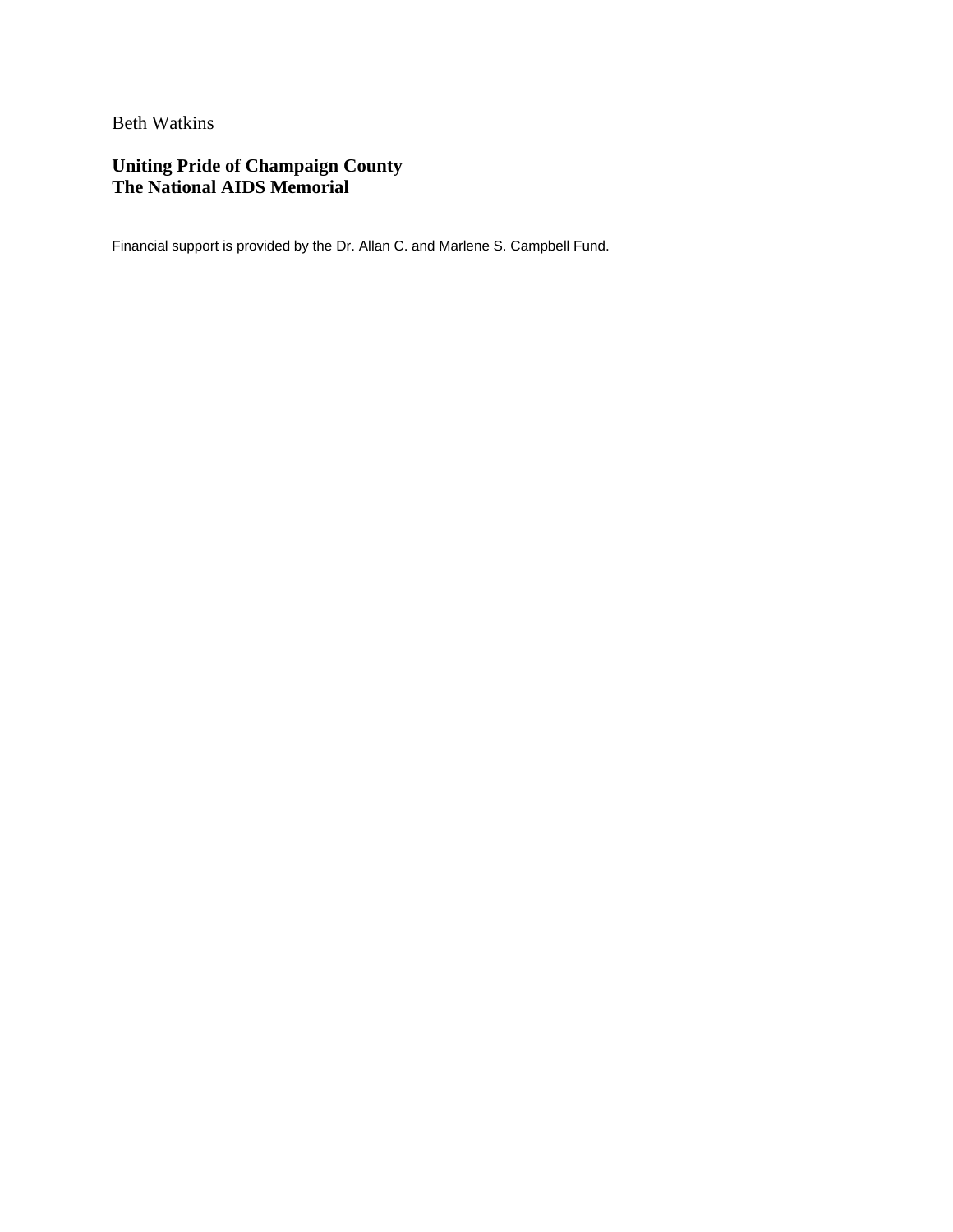Beth Watkins

**Uniting Pride of Champaign County**
**The National AIDS Memorial**

Financial support is provided by the Dr. Allan C. and Marlene S. Campbell Fund.